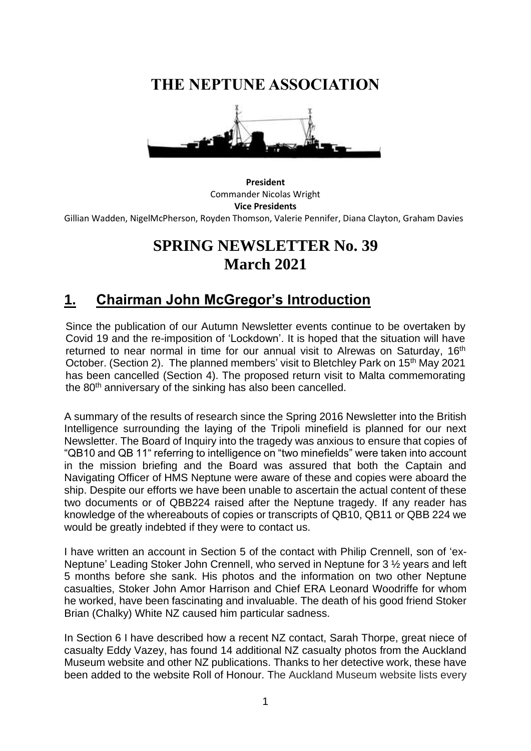# THE NEPTUNE ASSOCIATION

**President**
Commander Nicolas Wright
**Vice Presidents**
Gillian Wadden, NigelMcPherson, Royden Thomson, Valerie Pennifer, Diana Clayton, Graham Davies

# SPRING NEWSLETTER No. 39
# March 2021

## 1. Chairman John McGregor's Introduction

Since the publication of our Autumn Newsletter events continue to be overtaken by Covid 19 and the re-imposition of 'Lockdown'. It is hoped that the situation will have returned to near normal in time for our annual visit to Alrewas on Saturday, 16th October. (Section 2). The planned members' visit to Bletchley Park on 15th May 2021 has been cancelled (Section 4). The proposed return visit to Malta commemorating the 80th anniversary of the sinking has also been cancelled.

A summary of the results of research since the Spring 2016 Newsletter into the British Intelligence surrounding the laying of the Tripoli minefield is planned for our next Newsletter. The Board of Inquiry into the tragedy was anxious to ensure that copies of "QB10 and QB 11" referring to intelligence on "two minefields" were taken into account in the mission briefing and the Board was assured that both the Captain and Navigating Officer of HMS Neptune were aware of these and copies were aboard the ship. Despite our efforts we have been unable to ascertain the actual content of these two documents or of QBB224 raised after the Neptune tragedy. If any reader has knowledge of the whereabouts of copies or transcripts of QB10, QB11 or QBB 224 we would be greatly indebted if they were to contact us.

I have written an account in Section 5 of the contact with Philip Crennell, son of 'ex-Neptune' Leading Stoker John Crennell, who served in Neptune for 3 ½ years and left 5 months before she sank. His photos and the information on two other Neptune casualties, Stoker John Amor Harrison and Chief ERA Leonard Woodriffe for whom he worked, have been fascinating and invaluable. The death of his good friend Stoker Brian (Chalky) White NZ caused him particular sadness.

In Section 6 I have described how a recent NZ contact, Sarah Thorpe, great niece of casualty Eddy Vazey, has found 14 additional NZ casualty photos from the Auckland Museum website and other NZ publications. Thanks to her detective work, these have been added to the website Roll of Honour. The Auckland Museum website lists every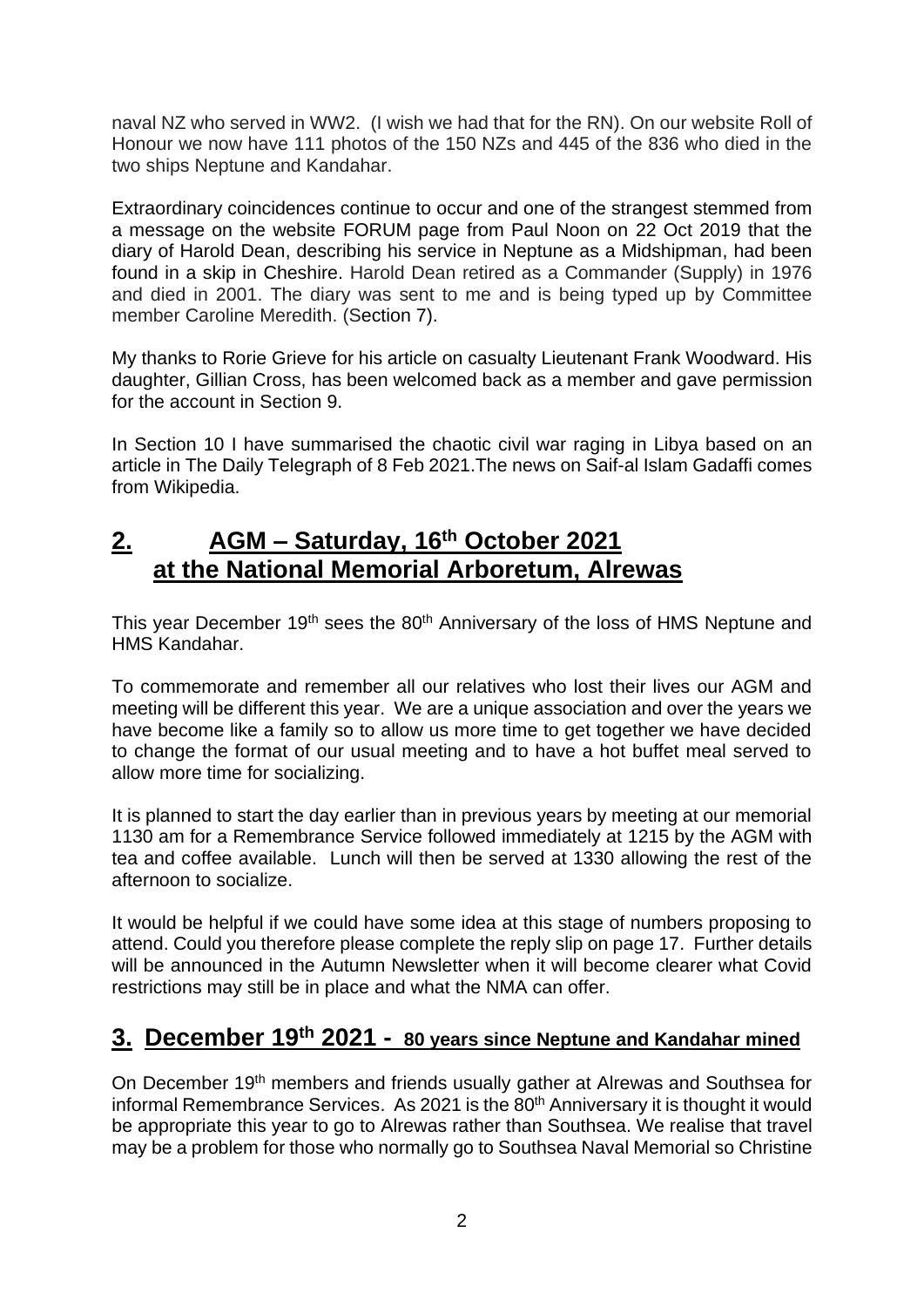naval NZ who served in WW2. (I wish we had that for the RN). On our website Roll of Honour we now have 111 photos of the 150 NZs and 445 of the 836 who died in the two ships Neptune and Kandahar.

Extraordinary coincidences continue to occur and one of the strangest stemmed from a message on the website FORUM page from Paul Noon on 22 Oct 2019 that the diary of Harold Dean, describing his service in Neptune as a Midshipman, had been found in a skip in Cheshire. Harold Dean retired as a Commander (Supply) in 1976 and died in 2001. The diary was sent to me and is being typed up by Committee member Caroline Meredith. (Section 7).

My thanks to Rorie Grieve for his article on casualty Lieutenant Frank Woodward. His daughter, Gillian Cross, has been welcomed back as a member and gave permission for the account in Section 9.

In Section 10 I have summarised the chaotic civil war raging in Libya based on an article in The Daily Telegraph of 8 Feb 2021.The news on Saif-al Islam Gadaffi comes from Wikipedia.

## 2. AGM – Saturday, 16th October 2021 at the National Memorial Arboretum, Alrewas

This year December 19th sees the 80th Anniversary of the loss of HMS Neptune and HMS Kandahar.

To commemorate and remember all our relatives who lost their lives our AGM and meeting will be different this year. We are a unique association and over the years we have become like a family so to allow us more time to get together we have decided to change the format of our usual meeting and to have a hot buffet meal served to allow more time for socializing.

It is planned to start the day earlier than in previous years by meeting at our memorial 1130 am for a Remembrance Service followed immediately at 1215 by the AGM with tea and coffee available. Lunch will then be served at 1330 allowing the rest of the afternoon to socialize.

It would be helpful if we could have some idea at this stage of numbers proposing to attend. Could you therefore please complete the reply slip on page 17. Further details will be announced in the Autumn Newsletter when it will become clearer what Covid restrictions may still be in place and what the NMA can offer.

## 3. December 19th 2021 - 80 years since Neptune and Kandahar mined

On December 19th members and friends usually gather at Alrewas and Southsea for informal Remembrance Services. As 2021 is the 80th Anniversary it is thought it would be appropriate this year to go to Alrewas rather than Southsea. We realise that travel may be a problem for those who normally go to Southsea Naval Memorial so Christine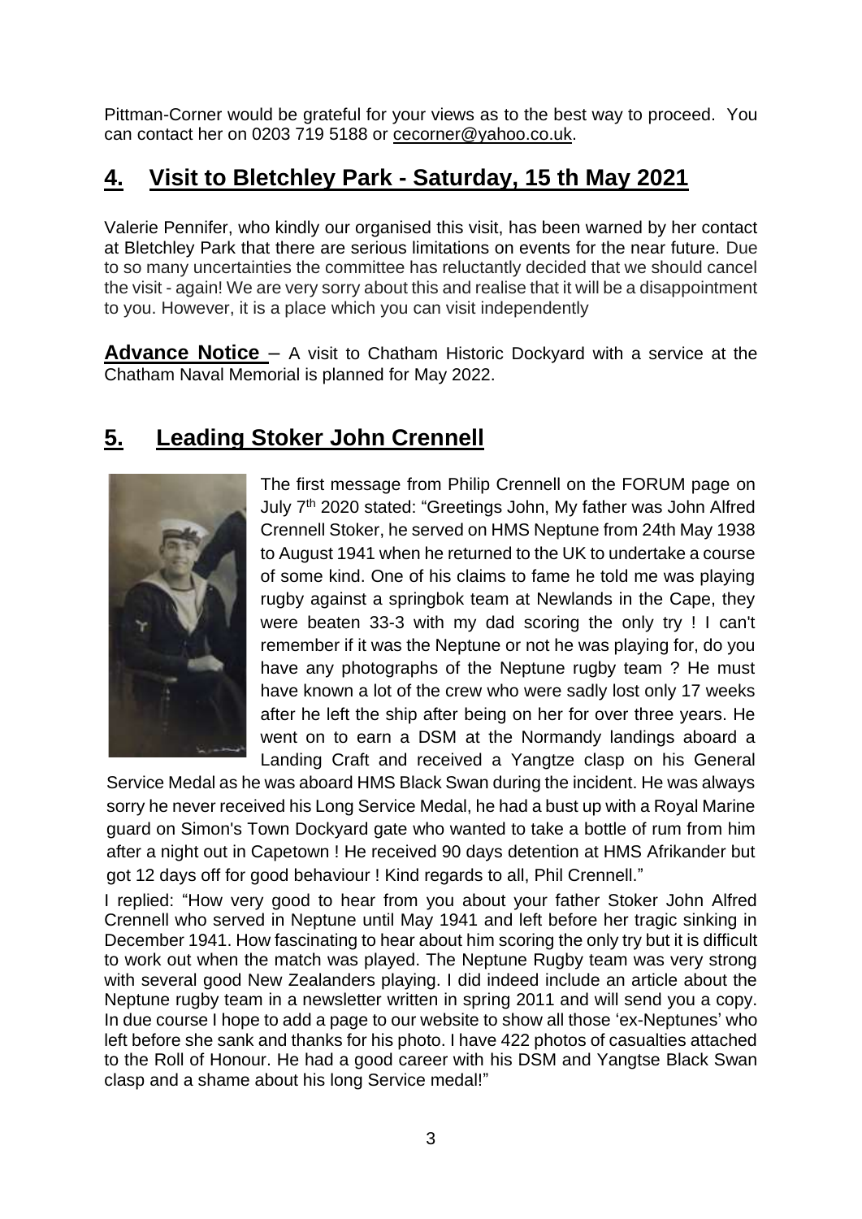Pittman-Corner would be grateful for your views as to the best way to proceed. You can contact her on 0203 719 5188 or cecorner@yahoo.co.uk.

## 4. Visit to Bletchley Park - Saturday, 15 th May 2021

Valerie Pennifer, who kindly our organised this visit, has been warned by her contact at Bletchley Park that there are serious limitations on events for the near future. Due to so many uncertainties the committee has reluctantly decided that we should cancel the visit - again! We are very sorry about this and realise that it will be a disappointment to you. However, it is a place which you can visit independently

**Advance Notice** – A visit to Chatham Historic Dockyard with a service at the Chatham Naval Memorial is planned for May 2022.

## 5. Leading Stoker John Crennell

The first message from Philip Crennell on the FORUM page on July 7th 2020 stated: "Greetings John, My father was John Alfred Crennell Stoker, he served on HMS Neptune from 24th May 1938 to August 1941 when he returned to the UK to undertake a course of some kind. One of his claims to fame he told me was playing rugby against a springbok team at Newlands in the Cape, they were beaten 33-3 with my dad scoring the only try ! I can't remember if it was the Neptune or not he was playing for, do you have any photographs of the Neptune rugby team ? He must have known a lot of the crew who were sadly lost only 17 weeks after he left the ship after being on her for over three years. He went on to earn a DSM at the Normandy landings aboard a Landing Craft and received a Yangtze clasp on his General Service Medal as he was aboard HMS Black Swan during the incident. He was always sorry he never received his Long Service Medal, he had a bust up with a Royal Marine guard on Simon's Town Dockyard gate who wanted to take a bottle of rum from him after a night out in Capetown ! He received 90 days detention at HMS Afrikander but got 12 days off for good behaviour ! Kind regards to all, Phil Crennell."

I replied: "How very good to hear from you about your father Stoker John Alfred Crennell who served in Neptune until May 1941 and left before her tragic sinking in December 1941. How fascinating to hear about him scoring the only try but it is difficult to work out when the match was played. The Neptune Rugby team was very strong with several good New Zealanders playing. I did indeed include an article about the Neptune rugby team in a newsletter written in spring 2011 and will send you a copy. In due course I hope to add a page to our website to show all those 'ex-Neptunes' who left before she sank and thanks for his photo. I have 422 photos of casualties attached to the Roll of Honour. He had a good career with his DSM and Yangtse Black Swan clasp and a shame about his long Service medal!"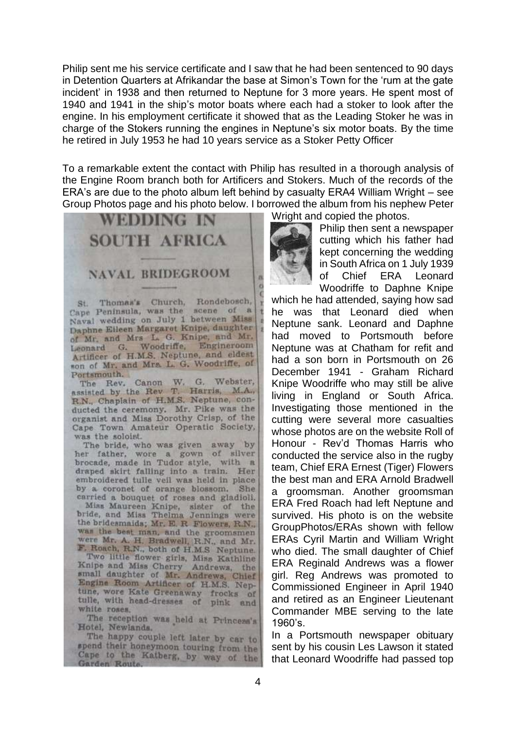Philip sent me his service certificate and I saw that he had been sentenced to 90 days in Detention Quarters at Afrikandar the base at Simon's Town for the 'rum at the gate incident' in 1938 and then returned to Neptune for 3 more years. He spent most of 1940 and 1941 in the ship's motor boats where each had a stoker to look after the engine. In his employment certificate it showed that as the Leading Stoker he was in charge of the Stokers running the engines in Neptune's six motor boats. By the time he retired in July 1953 he had 10 years service as a Stoker Petty Officer

To a remarkable extent the contact with Philip has resulted in a thorough analysis of the Engine Room branch both for Artificers and Stokers. Much of the records of the ERA's are due to the photo album left behind by casualty ERA4 William Wright – see Group Photos page and his photo below. I borrowed the album from his nephew Peter Wright and copied the photos.

## WEDDING IN SOUTH AFRICA

### NAVAL BRIDEGROOM

St. Thomas's Church, Rondebosch, Cape Peninsula, was the scene of a Naval wedding on July 1 between Miss Daphne Eileen Margaret Knipe, daughter of Mr. and Mrs L. G. Knipe, and Mr. Leonard G. Woodriffe, Engineroom Artificer of H.M.S. Neptune, and eldest son of Mr. and Mrs. L. G. Woodriffe, of Portsmouth.

The Rev. Canon W. G. Webster, assisted by the Rev T. Harris, M.A., R.N., Chaplain of H.M.S. Neptune, conducted the ceremony. Mr. Pike was the organist and Miss Dorothy Crisp, of the Cape Town Amateur Operatic Society, was the soloist.

The bride, who was given away by her father, wore a gown of silver brocade, made in Tudor style, with a draped skirt falling into a train. Her embroidered tulle veil was held in place by a coronet of orange blossom. She carried a bouquet of roses and gladioli.

Miss Maureen Knipe, sister of the bride, and Miss Thelma Jennings were the bridesmaids; Mr. E. R. Flowers, R.N., was the best man, and the groomsmen were Mr. A. H. Bradwell, R.N., and Mr. F. Roach, R.N., both of H.M.S. Neptune.

Two little flower girls, Miss Kathline Knipe and Miss Cherry Andrews, the small daughter of Mr. Andrews, Chief Engine Room Artificer of H.M.S. Neptune, wore Kate Greenaway frocks of tulle, with head-dresses of pink and white roses.

The reception was held at Princess's Hotel, Newlands.

The happy couple left later by car to spend their honeymoon touring from the Cape to the Katberg, by way of the Garden Route.

Philip then sent a newspaper cutting which his father had kept concerning the wedding in South Africa on 1 July 1939 of Chief ERA Leonard Woodriffe to Daphne Knipe which he had attended, saying how sad he was that Leonard died when Neptune sank. Leonard and Daphne had moved to Portsmouth before Neptune was at Chatham for refit and had a son born in Portsmouth on 26 December 1941 - Graham Richard Knipe Woodriffe who may still be alive living in England or South Africa. Investigating those mentioned in the cutting were several more casualties whose photos are on the website Roll of Honour - Rev'd Thomas Harris who conducted the service also in the rugby team, Chief ERA Ernest (Tiger) Flowers the best man and ERA Arnold Bradwell a groomsman. Another groomsman ERA Fred Roach had left Neptune and survived. His photo is on the website GroupPhotos/ERAs shown with fellow ERAs Cyril Martin and William Wright who died. The small daughter of Chief ERA Reginald Andrews was a flower girl. Reg Andrews was promoted to Commissioned Engineer in April 1940 and retired as an Engineer Lieutenant Commander MBE serving to the late 1960's.

In a Portsmouth newspaper obituary sent by his cousin Les Lawson it stated that Leonard Woodriffe had passed top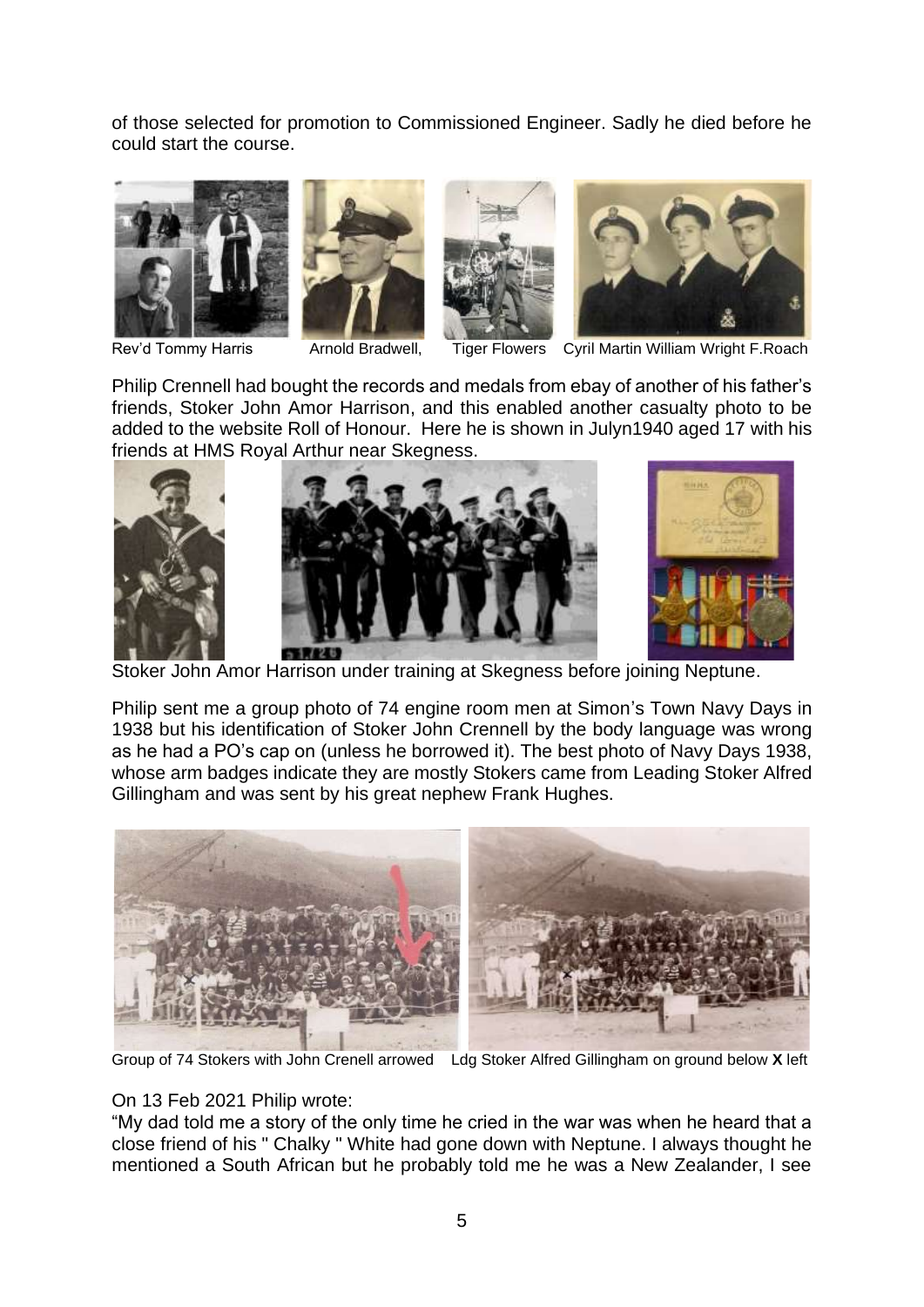of those selected for promotion to Commissioned Engineer. Sadly he died before he could start the course.

Rev'd Tommy Harris Arnold Bradwell, Tiger Flowers Cyril Martin William Wright F.Roach

Philip Crennell had bought the records and medals from ebay of another of his father's friends, Stoker John Amor Harrison, and this enabled another casualty photo to be added to the website Roll of Honour. Here he is shown in Julyn1940 aged 17 with his friends at HMS Royal Arthur near Skegness.

Stoker John Amor Harrison under training at Skegness before joining Neptune.

Philip sent me a group photo of 74 engine room men at Simon's Town Navy Days in 1938 but his identification of Stoker John Crennell by the body language was wrong as he had a PO's cap on (unless he borrowed it). The best photo of Navy Days 1938, whose arm badges indicate they are mostly Stokers came from Leading Stoker Alfred Gillingham and was sent by his great nephew Frank Hughes.

Group of 74 Stokers with John Crenell arrowed Ldg Stoker Alfred Gillingham on ground below **X** left

On 13 Feb 2021 Philip wrote:

"My dad told me a story of the only time he cried in the war was when he heard that a close friend of his " Chalky " White had gone down with Neptune. I always thought he mentioned a South African but he probably told me he was a New Zealander, I see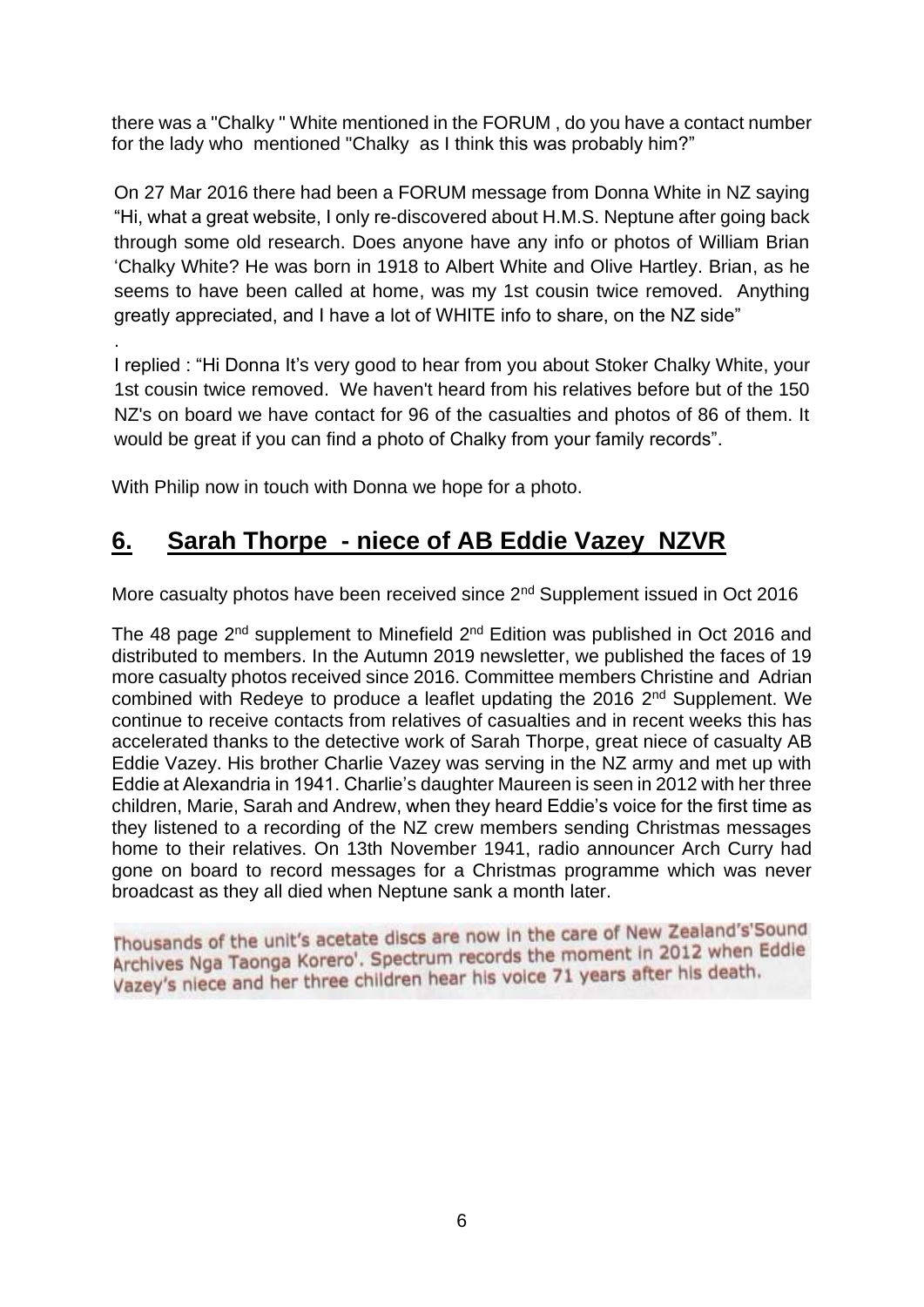there was a "Chalky " White mentioned in the FORUM , do you have a contact number for the lady who mentioned "Chalky as I think this was probably him?"

On 27 Mar 2016 there had been a FORUM message from Donna White in NZ saying "Hi, what a great website, I only re-discovered about H.M.S. Neptune after going back through some old research. Does anyone have any info or photos of William Brian 'Chalky White? He was born in 1918 to Albert White and Olive Hartley. Brian, as he seems to have been called at home, was my 1st cousin twice removed. Anything greatly appreciated, and I have a lot of WHITE info to share, on the NZ side"

.

I replied : "Hi Donna It's very good to hear from you about Stoker Chalky White, your 1st cousin twice removed. We haven't heard from his relatives before but of the 150 NZ's on board we have contact for 96 of the casualties and photos of 86 of them. It would be great if you can find a photo of Chalky from your family records".

With Philip now in touch with Donna we hope for a photo.

## **6. Sarah Thorpe - niece of AB Eddie Vazey NZVR**

More casualty photos have been received since 2nd Supplement issued in Oct 2016

The 48 page 2nd supplement to Minefield 2nd Edition was published in Oct 2016 and distributed to members. In the Autumn 2019 newsletter, we published the faces of 19 more casualty photos received since 2016. Committee members Christine and Adrian combined with Redeye to produce a leaflet updating the 2016 2nd Supplement. We continue to receive contacts from relatives of casualties and in recent weeks this has accelerated thanks to the detective work of Sarah Thorpe, great niece of casualty AB Eddie Vazey. His brother Charlie Vazey was serving in the NZ army and met up with Eddie at Alexandria in 1941. Charlie's daughter Maureen is seen in 2012 with her three children, Marie, Sarah and Andrew, when they heard Eddie's voice for the first time as they listened to a recording of the NZ crew members sending Christmas messages home to their relatives. On 13th November 1941, radio announcer Arch Curry had gone on board to record messages for a Christmas programme which was never broadcast as they all died when Neptune sank a month later.

Thousands of the unit's acetate discs are now in the care of New Zealand's'Sound Archives Nga Taonga Korero'. Spectrum records the moment in 2012 when Eddie Vazey's niece and her three children hear his voice 71 years after his death.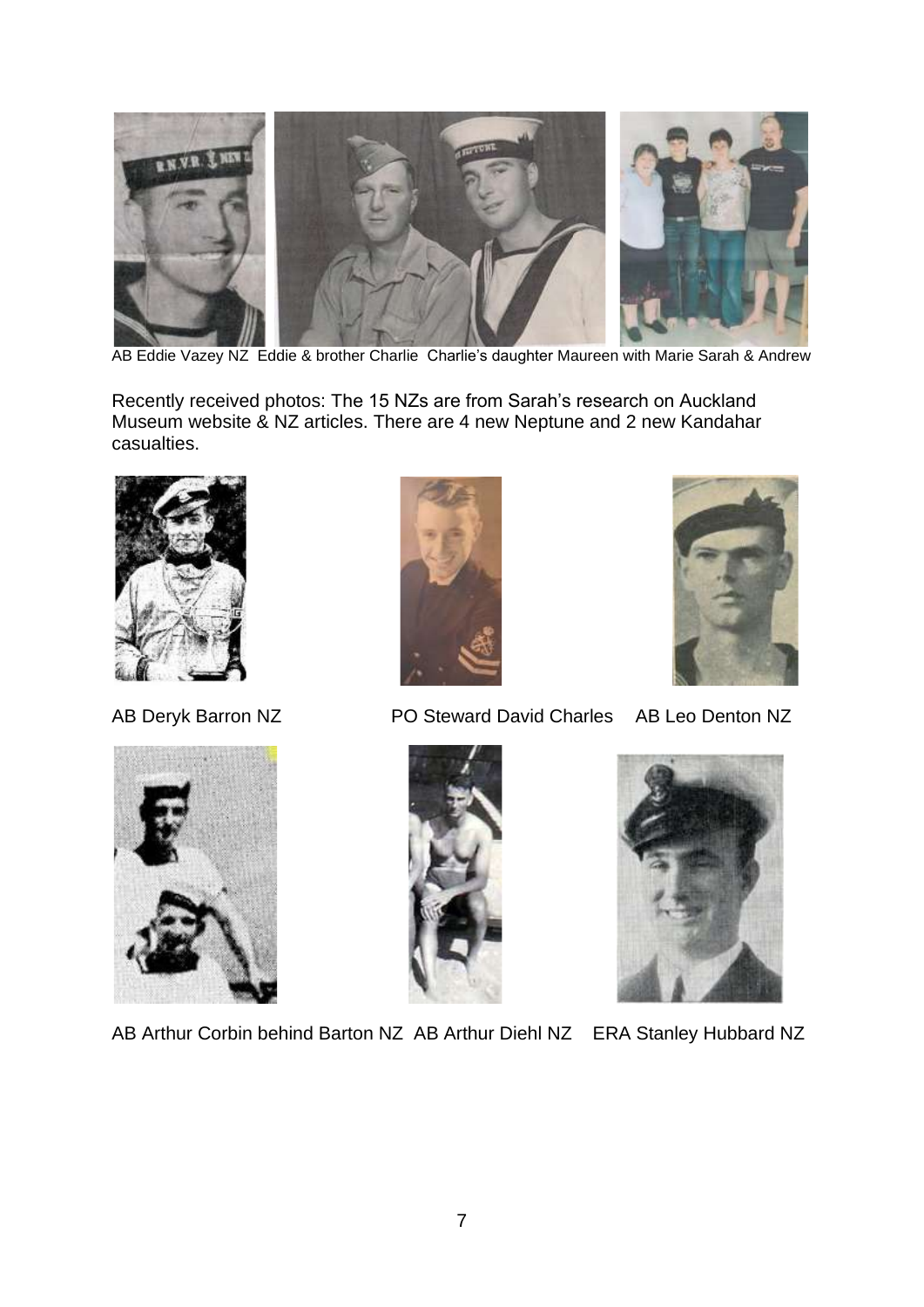AB Eddie Vazey NZ Eddie & brother Charlie Charlie's daughter Maureen with Marie Sarah & Andrew

Recently received photos: The 15 NZs are from Sarah's research on Auckland Museum website & NZ articles. There are 4 new Neptune and 2 new Kandahar casualties.

AB Deryk Barron NZ PO Steward David Charles AB Leo Denton NZ

AB Arthur Corbin behind Barton NZ AB Arthur Diehl NZ ERA Stanley Hubbard NZ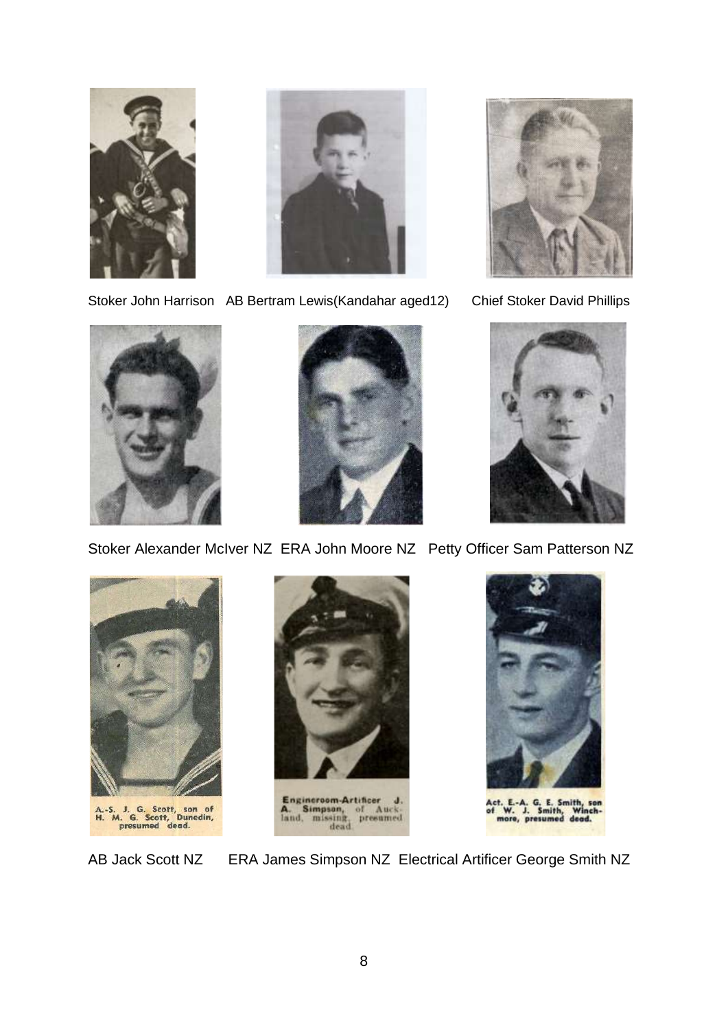Stoker John Harrison AB Bertram Lewis(Kandahar aged12) Chief Stoker David Phillips

Stoker Alexander McIver NZ ERA John Moore NZ Petty Officer Sam Patterson NZ

A.-S. J. G. Scott, son of H. M. G. Scott, Dunedin, presumed dead.

Engineroom-Artificer J. A. Simpson, of Auckland, missing, presumed dead.

Act. E.-A. G. E. Smith, son of W. J. Smith, Winchmore, presumed dead.

AB Jack Scott NZ ERA James Simpson NZ Electrical Artificer George Smith NZ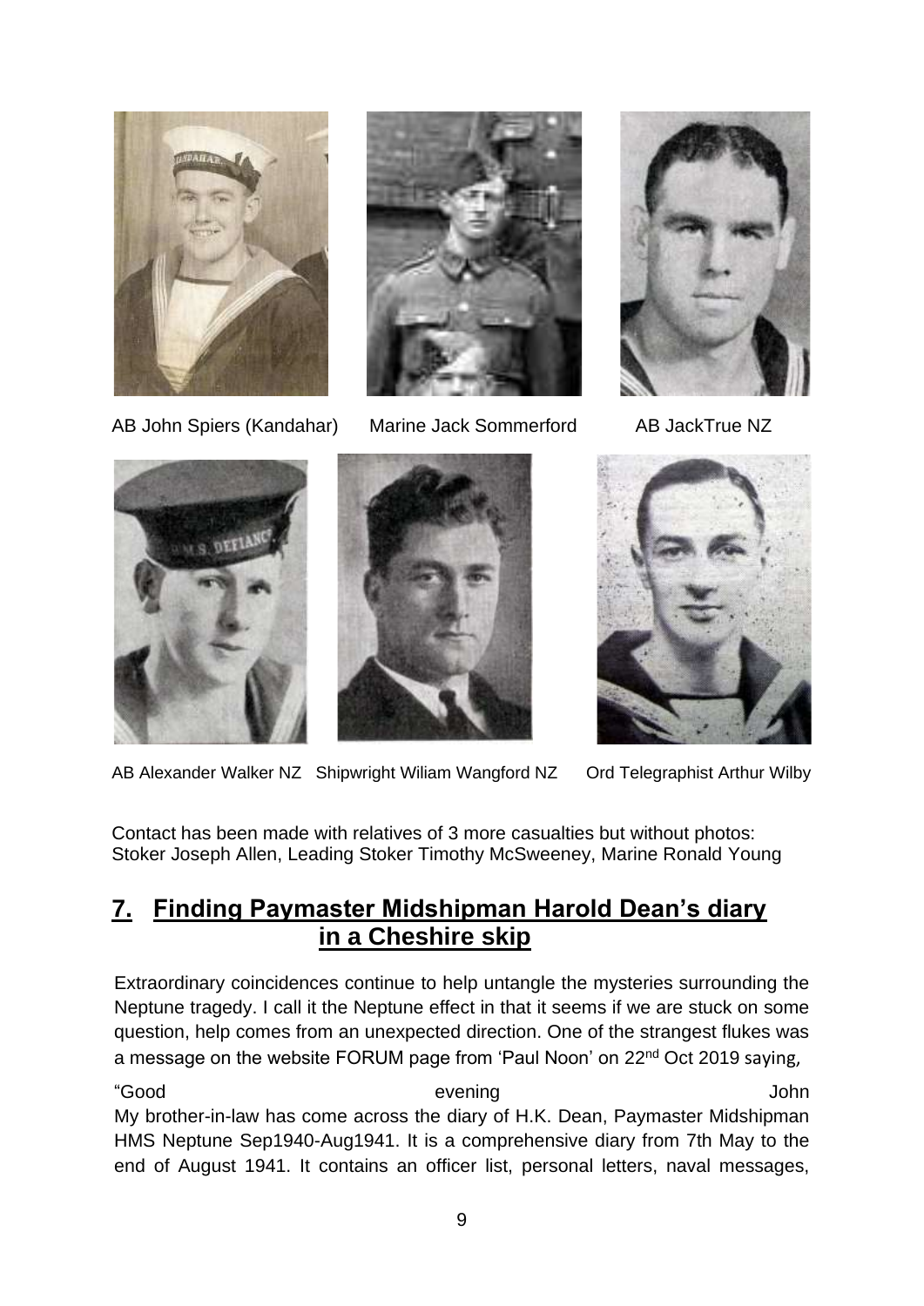AB John Spiers (Kandahar) Marine Jack Sommerford AB JackTrue NZ

AB Alexander Walker NZ Shipwright Wiliam Wangford NZ Ord Telegraphist Arthur Wilby

Contact has been made with relatives of 3 more casualties but without photos: Stoker Joseph Allen, Leading Stoker Timothy McSweeney, Marine Ronald Young

## 7. Finding Paymaster Midshipman Harold Dean's diary in a Cheshire skip

Extraordinary coincidences continue to help untangle the mysteries surrounding the Neptune tragedy. I call it the Neptune effect in that it seems if we are stuck on some question, help comes from an unexpected direction. One of the strangest flukes was a message on the website FORUM page from 'Paul Noon' on 22nd Oct 2019 saying,

"Good evening John
My brother-in-law has come across the diary of H.K. Dean, Paymaster Midshipman HMS Neptune Sep1940-Aug1941. It is a comprehensive diary from 7th May to the end of August 1941. It contains an officer list, personal letters, naval messages,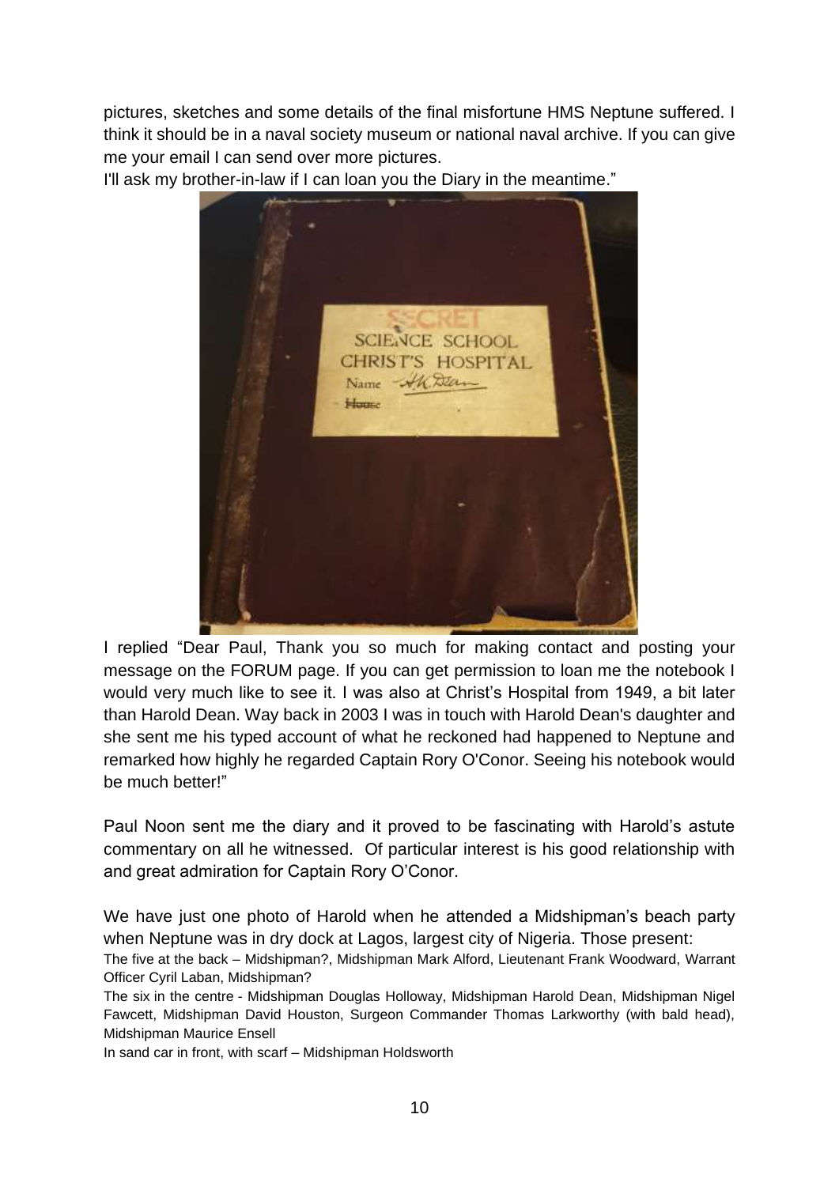pictures, sketches and some details of the final misfortune HMS Neptune suffered. I think it should be in a naval society museum or national naval archive. If you can give me your email I can send over more pictures.

I'll ask my brother-in-law if I can loan you the Diary in the meantime."

I replied "Dear Paul, Thank you so much for making contact and posting your message on the FORUM page. If you can get permission to loan me the notebook I would very much like to see it. I was also at Christ's Hospital from 1949, a bit later than Harold Dean. Way back in 2003 I was in touch with Harold Dean's daughter and she sent me his typed account of what he reckoned had happened to Neptune and remarked how highly he regarded Captain Rory O'Conor. Seeing his notebook would be much better!"

Paul Noon sent me the diary and it proved to be fascinating with Harold's astute commentary on all he witnessed. Of particular interest is his good relationship with and great admiration for Captain Rory O'Conor.

We have just one photo of Harold when he attended a Midshipman's beach party when Neptune was in dry dock at Lagos, largest city of Nigeria. Those present:

The five at the back – Midshipman?, Midshipman Mark Alford, Lieutenant Frank Woodward, Warrant Officer Cyril Laban, Midshipman?

The six in the centre - Midshipman Douglas Holloway, Midshipman Harold Dean, Midshipman Nigel Fawcett, Midshipman David Houston, Surgeon Commander Thomas Larkworthy (with bald head), Midshipman Maurice Ensell

In sand car in front, with scarf – Midshipman Holdsworth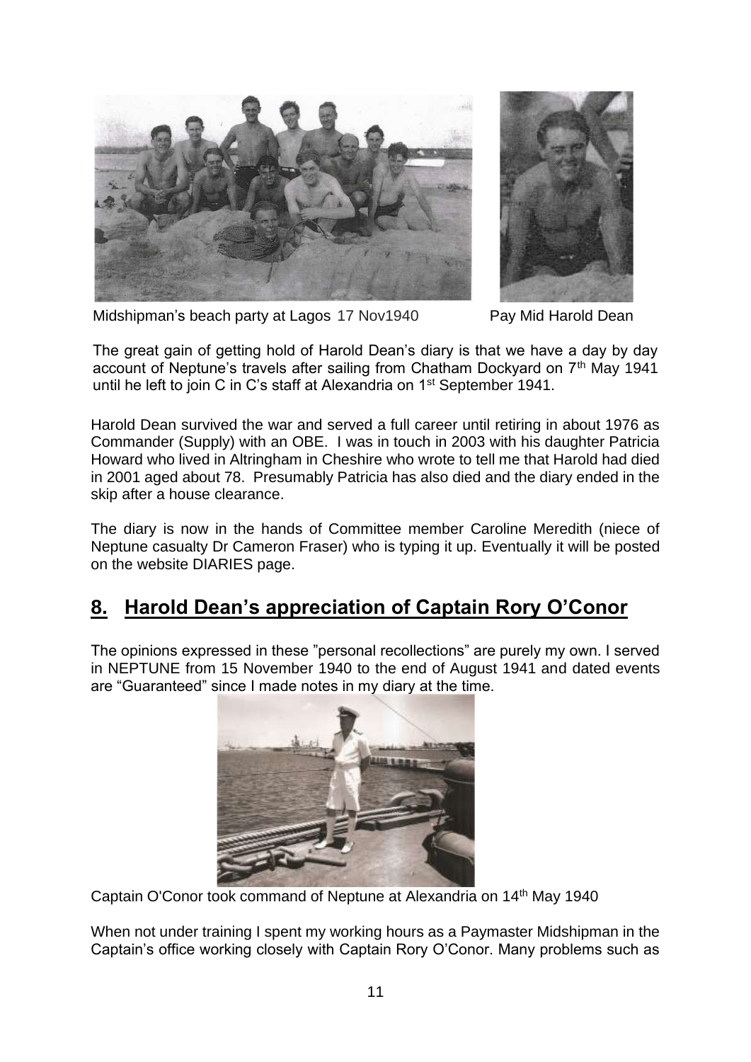Midshipman's beach party at Lagos 17 Nov1940 Pay Mid Harold Dean

The great gain of getting hold of Harold Dean's diary is that we have a day by day account of Neptune's travels after sailing from Chatham Dockyard on 7th May 1941 until he left to join C in C's staff at Alexandria on 1st September 1941.

Harold Dean survived the war and served a full career until retiring in about 1976 as Commander (Supply) with an OBE. I was in touch in 2003 with his daughter Patricia Howard who lived in Altringham in Cheshire who wrote to tell me that Harold had died in 2001 aged about 78. Presumably Patricia has also died and the diary ended in the skip after a house clearance.

The diary is now in the hands of Committee member Caroline Meredith (niece of Neptune casualty Dr Cameron Fraser) who is typing it up. Eventually it will be posted on the website DIARIES page.

## 8. Harold Dean's appreciation of Captain Rory O'Conor

The opinions expressed in these "personal recollections" are purely my own. I served in NEPTUNE from 15 November 1940 to the end of August 1941 and dated events are "Guaranteed" since I made notes in my diary at the time.

Captain O'Conor took command of Neptune at Alexandria on 14th May 1940

When not under training I spent my working hours as a Paymaster Midshipman in the Captain's office working closely with Captain Rory O'Conor. Many problems such as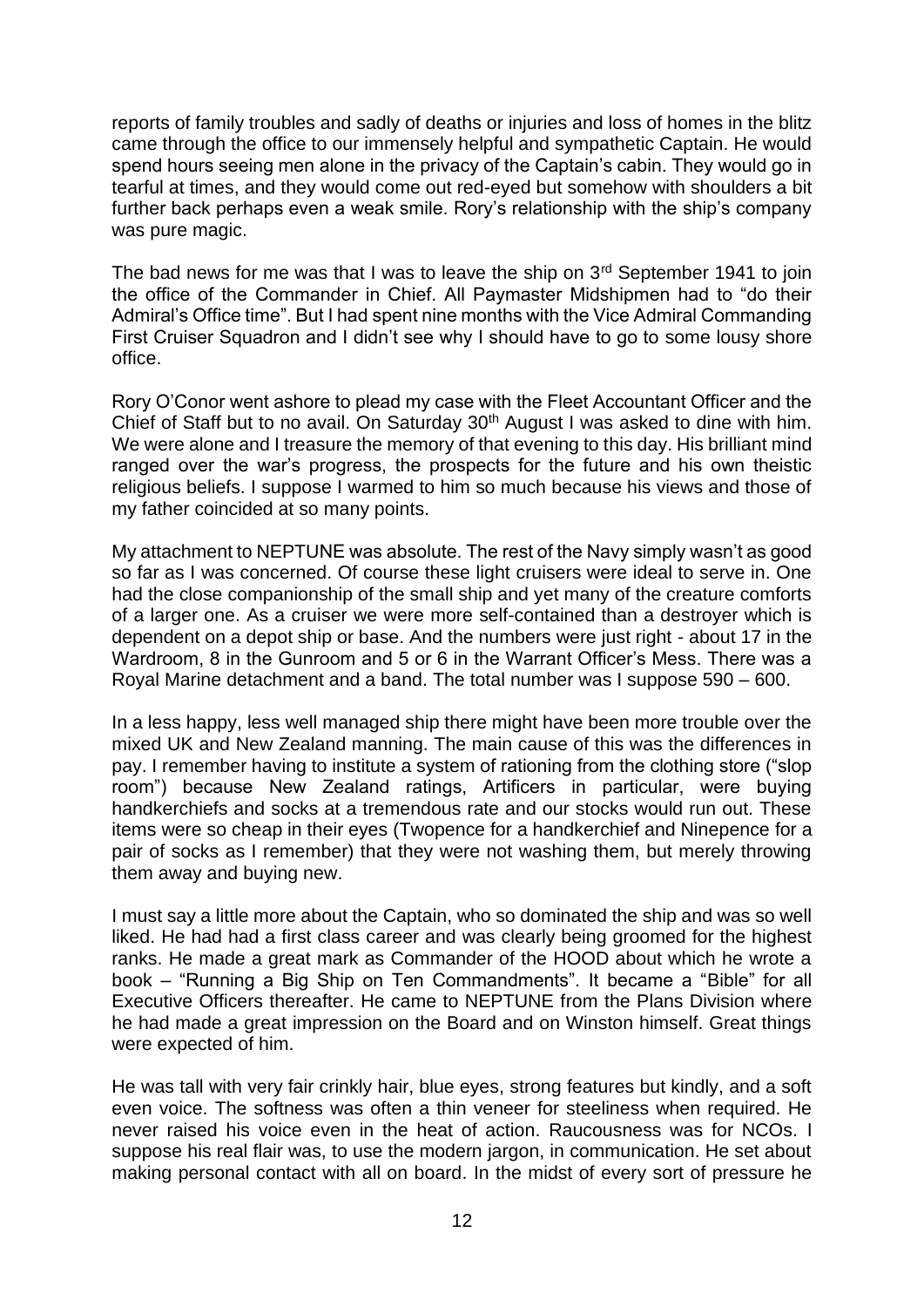reports of family troubles and sadly of deaths or injuries and loss of homes in the blitz came through the office to our immensely helpful and sympathetic Captain. He would spend hours seeing men alone in the privacy of the Captain's cabin. They would go in tearful at times, and they would come out red-eyed but somehow with shoulders a bit further back perhaps even a weak smile. Rory's relationship with the ship's company was pure magic.

The bad news for me was that I was to leave the ship on 3rd September 1941 to join the office of the Commander in Chief. All Paymaster Midshipmen had to "do their Admiral's Office time". But I had spent nine months with the Vice Admiral Commanding First Cruiser Squadron and I didn't see why I should have to go to some lousy shore office.

Rory O'Conor went ashore to plead my case with the Fleet Accountant Officer and the Chief of Staff but to no avail. On Saturday 30th August I was asked to dine with him. We were alone and I treasure the memory of that evening to this day. His brilliant mind ranged over the war's progress, the prospects for the future and his own theistic religious beliefs. I suppose I warmed to him so much because his views and those of my father coincided at so many points.

My attachment to NEPTUNE was absolute. The rest of the Navy simply wasn't as good so far as I was concerned. Of course these light cruisers were ideal to serve in. One had the close companionship of the small ship and yet many of the creature comforts of a larger one. As a cruiser we were more self-contained than a destroyer which is dependent on a depot ship or base. And the numbers were just right - about 17 in the Wardroom, 8 in the Gunroom and 5 or 6 in the Warrant Officer's Mess. There was a Royal Marine detachment and a band. The total number was I suppose 590 – 600.

In a less happy, less well managed ship there might have been more trouble over the mixed UK and New Zealand manning. The main cause of this was the differences in pay. I remember having to institute a system of rationing from the clothing store ("slop room") because New Zealand ratings, Artificers in particular, were buying handkerchiefs and socks at a tremendous rate and our stocks would run out. These items were so cheap in their eyes (Twopence for a handkerchief and Ninepence for a pair of socks as I remember) that they were not washing them, but merely throwing them away and buying new.

I must say a little more about the Captain, who so dominated the ship and was so well liked. He had had a first class career and was clearly being groomed for the highest ranks. He made a great mark as Commander of the HOOD about which he wrote a book – "Running a Big Ship on Ten Commandments". It became a "Bible" for all Executive Officers thereafter. He came to NEPTUNE from the Plans Division where he had made a great impression on the Board and on Winston himself. Great things were expected of him.

He was tall with very fair crinkly hair, blue eyes, strong features but kindly, and a soft even voice. The softness was often a thin veneer for steeliness when required. He never raised his voice even in the heat of action. Raucousness was for NCOs. I suppose his real flair was, to use the modern jargon, in communication. He set about making personal contact with all on board. In the midst of every sort of pressure he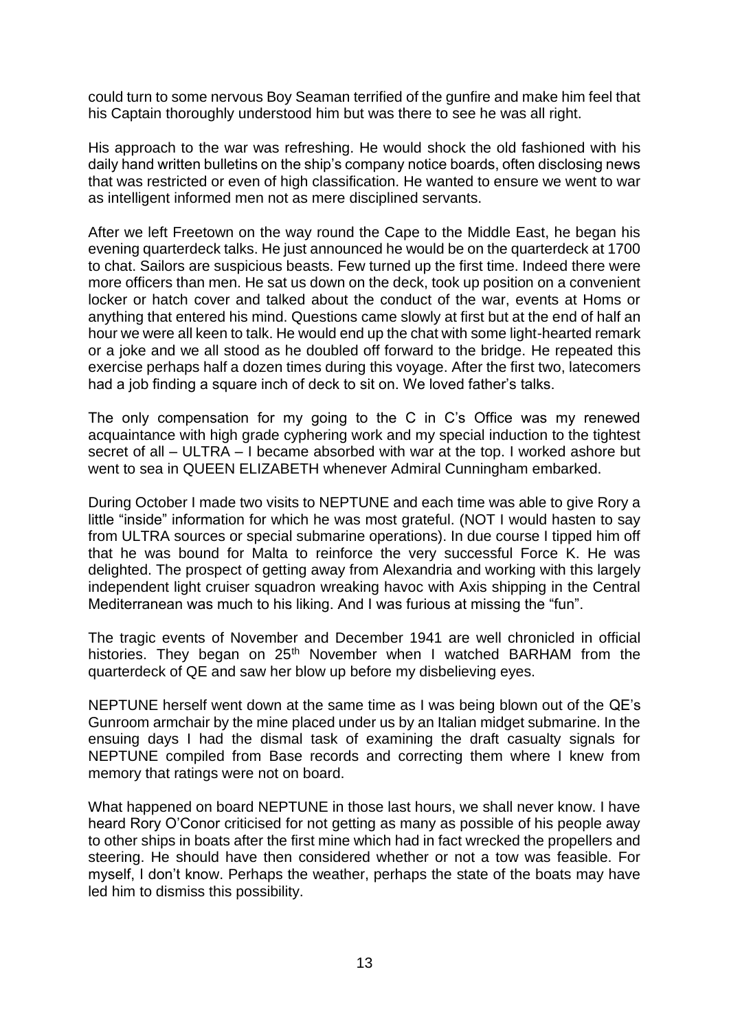could turn to some nervous Boy Seaman terrified of the gunfire and make him feel that his Captain thoroughly understood him but was there to see he was all right.

His approach to the war was refreshing. He would shock the old fashioned with his daily hand written bulletins on the ship's company notice boards, often disclosing news that was restricted or even of high classification. He wanted to ensure we went to war as intelligent informed men not as mere disciplined servants.

After we left Freetown on the way round the Cape to the Middle East, he began his evening quarterdeck talks. He just announced he would be on the quarterdeck at 1700 to chat. Sailors are suspicious beasts. Few turned up the first time. Indeed there were more officers than men. He sat us down on the deck, took up position on a convenient locker or hatch cover and talked about the conduct of the war, events at Homs or anything that entered his mind. Questions came slowly at first but at the end of half an hour we were all keen to talk. He would end up the chat with some light-hearted remark or a joke and we all stood as he doubled off forward to the bridge. He repeated this exercise perhaps half a dozen times during this voyage. After the first two, latecomers had a job finding a square inch of deck to sit on. We loved father's talks.

The only compensation for my going to the C in C's Office was my renewed acquaintance with high grade cyphering work and my special induction to the tightest secret of all – ULTRA – I became absorbed with war at the top. I worked ashore but went to sea in QUEEN ELIZABETH whenever Admiral Cunningham embarked.

During October I made two visits to NEPTUNE and each time was able to give Rory a little "inside" information for which he was most grateful. (NOT I would hasten to say from ULTRA sources or special submarine operations). In due course I tipped him off that he was bound for Malta to reinforce the very successful Force K. He was delighted. The prospect of getting away from Alexandria and working with this largely independent light cruiser squadron wreaking havoc with Axis shipping in the Central Mediterranean was much to his liking. And I was furious at missing the "fun".

The tragic events of November and December 1941 are well chronicled in official histories. They began on 25th November when I watched BARHAM from the quarterdeck of QE and saw her blow up before my disbelieving eyes.

NEPTUNE herself went down at the same time as I was being blown out of the QE's Gunroom armchair by the mine placed under us by an Italian midget submarine. In the ensuing days I had the dismal task of examining the draft casualty signals for NEPTUNE compiled from Base records and correcting them where I knew from memory that ratings were not on board.

What happened on board NEPTUNE in those last hours, we shall never know. I have heard Rory O'Conor criticised for not getting as many as possible of his people away to other ships in boats after the first mine which had in fact wrecked the propellers and steering. He should have then considered whether or not a tow was feasible. For myself, I don't know. Perhaps the weather, perhaps the state of the boats may have led him to dismiss this possibility.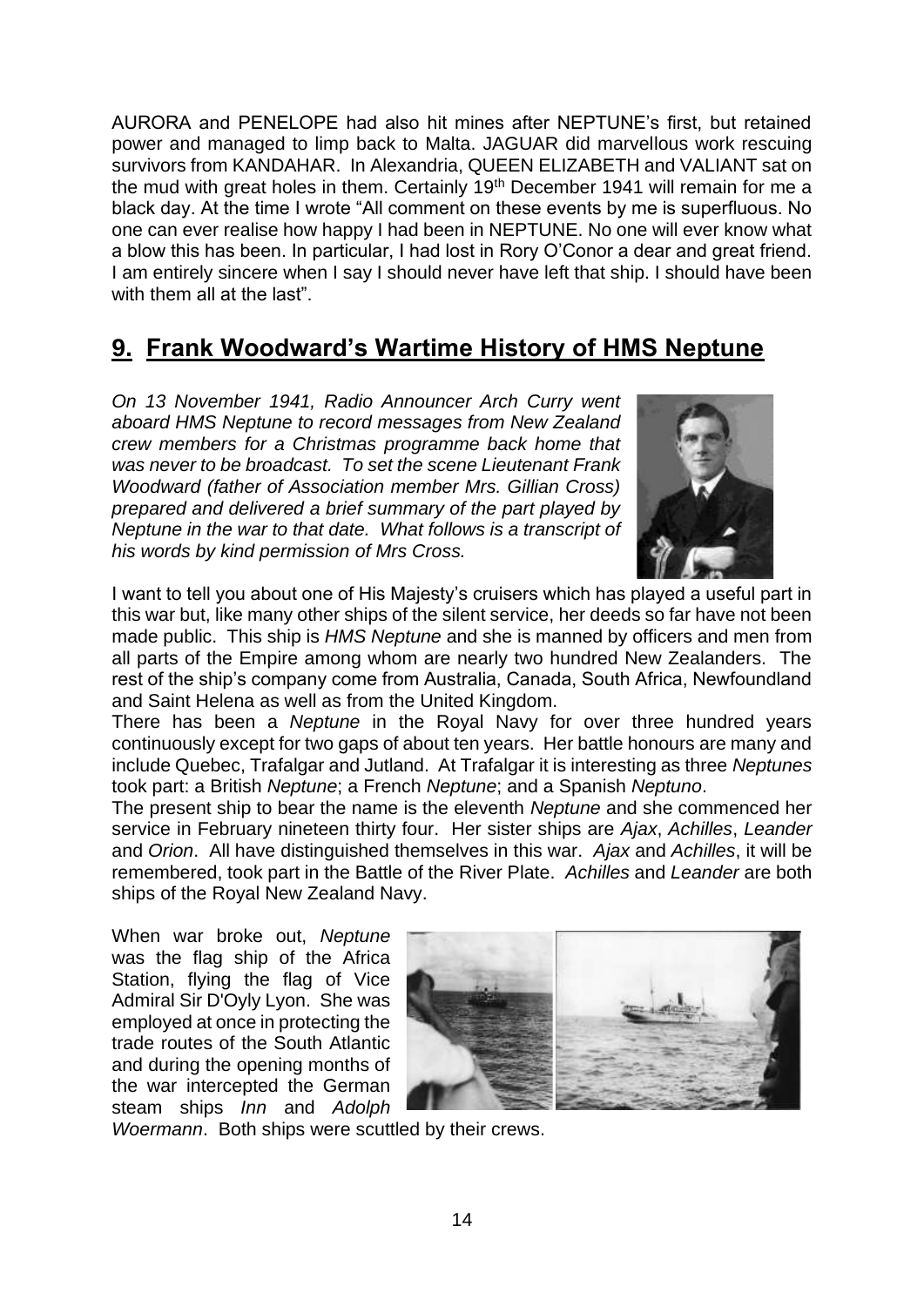AURORA and PENELOPE had also hit mines after NEPTUNE's first, but retained power and managed to limp back to Malta. JAGUAR did marvellous work rescuing survivors from KANDAHAR. In Alexandria, QUEEN ELIZABETH and VALIANT sat on the mud with great holes in them. Certainly 19th December 1941 will remain for me a black day. At the time I wrote "All comment on these events by me is superfluous. No one can ever realise how happy I had been in NEPTUNE. No one will ever know what a blow this has been. In particular, I had lost in Rory O'Conor a dear and great friend. I am entirely sincere when I say I should never have left that ship. I should have been with them all at the last".

## **9. Frank Woodward's Wartime History of HMS Neptune**

*On 13 November 1941, Radio Announcer Arch Curry went aboard HMS Neptune to record messages from New Zealand crew members for a Christmas programme back home that was never to be broadcast. To set the scene Lieutenant Frank Woodward (father of Association member Mrs. Gillian Cross) prepared and delivered a brief summary of the part played by Neptune in the war to that date. What follows is a transcript of his words by kind permission of Mrs Cross.*

I want to tell you about one of His Majesty's cruisers which has played a useful part in this war but, like many other ships of the silent service, her deeds so far have not been made public. This ship is *HMS Neptune* and she is manned by officers and men from all parts of the Empire among whom are nearly two hundred New Zealanders. The rest of the ship's company come from Australia, Canada, South Africa, Newfoundland and Saint Helena as well as from the United Kingdom.

There has been a *Neptune* in the Royal Navy for over three hundred years continuously except for two gaps of about ten years. Her battle honours are many and include Quebec, Trafalgar and Jutland. At Trafalgar it is interesting as three *Neptunes* took part: a British *Neptune*; a French *Neptune*; and a Spanish *Neptuno*.

The present ship to bear the name is the eleventh *Neptune* and she commenced her service in February nineteen thirty four. Her sister ships are *Ajax*, *Achilles*, *Leander* and *Orion*. All have distinguished themselves in this war. *Ajax* and *Achilles*, it will be remembered, took part in the Battle of the River Plate. *Achilles* and *Leander* are both ships of the Royal New Zealand Navy.

When war broke out, *Neptune* was the flag ship of the Africa Station, flying the flag of Vice Admiral Sir D'Oyly Lyon. She was employed at once in protecting the trade routes of the South Atlantic and during the opening months of the war intercepted the German steam ships *Inn* and *Adolph Woermann*. Both ships were scuttled by their crews.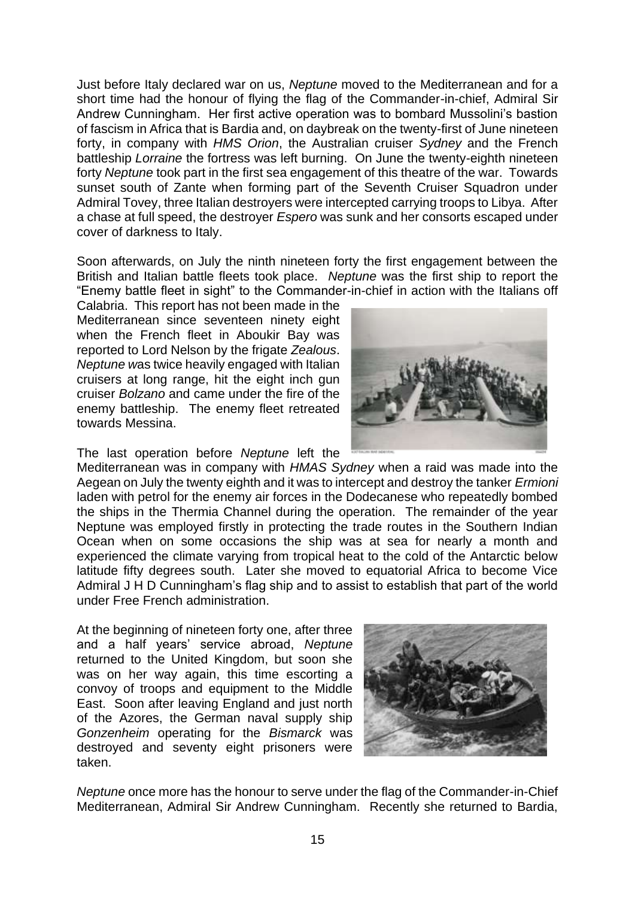Just before Italy declared war on us, *Neptune* moved to the Mediterranean and for a short time had the honour of flying the flag of the Commander-in-chief, Admiral Sir Andrew Cunningham. Her first active operation was to bombard Mussolini's bastion of fascism in Africa that is Bardia and, on daybreak on the twenty-first of June nineteen forty, in company with *HMS Orion*, the Australian cruiser *Sydney* and the French battleship *Lorraine* the fortress was left burning. On June the twenty-eighth nineteen forty *Neptune* took part in the first sea engagement of this theatre of the war. Towards sunset south of Zante when forming part of the Seventh Cruiser Squadron under Admiral Tovey, three Italian destroyers were intercepted carrying troops to Libya. After a chase at full speed, the destroyer *Espero* was sunk and her consorts escaped under cover of darkness to Italy.

Soon afterwards, on July the ninth nineteen forty the first engagement between the British and Italian battle fleets took place. *Neptune* was the first ship to report the "Enemy battle fleet in sight" to the Commander-in-chief in action with the Italians off Calabria. This report has not been made in the Mediterranean since seventeen ninety eight when the French fleet in Aboukir Bay was reported to Lord Nelson by the frigate *Zealous*. *Neptune* was twice heavily engaged with Italian cruisers at long range, hit the eight inch gun cruiser *Bolzano* and came under the fire of the enemy battleship. The enemy fleet retreated towards Messina.

The last operation before *Neptune* left the Mediterranean was in company with *HMAS Sydney* when a raid was made into the Aegean on July the twenty eighth and it was to intercept and destroy the tanker *Ermioni* laden with petrol for the enemy air forces in the Dodecanese who repeatedly bombed the ships in the Thermia Channel during the operation. The remainder of the year Neptune was employed firstly in protecting the trade routes in the Southern Indian Ocean when on some occasions the ship was at sea for nearly a month and experienced the climate varying from tropical heat to the cold of the Antarctic below latitude fifty degrees south. Later she moved to equatorial Africa to become Vice Admiral J H D Cunningham's flag ship and to assist to establish that part of the world under Free French administration.

At the beginning of nineteen forty one, after three and a half years' service abroad, *Neptune* returned to the United Kingdom, but soon she was on her way again, this time escorting a convoy of troops and equipment to the Middle East. Soon after leaving England and just north of the Azores, the German naval supply ship *Gonzenheim* operating for the *Bismarck* was destroyed and seventy eight prisoners were taken.

*Neptune* once more has the honour to serve under the flag of the Commander-in-Chief Mediterranean, Admiral Sir Andrew Cunningham. Recently she returned to Bardia,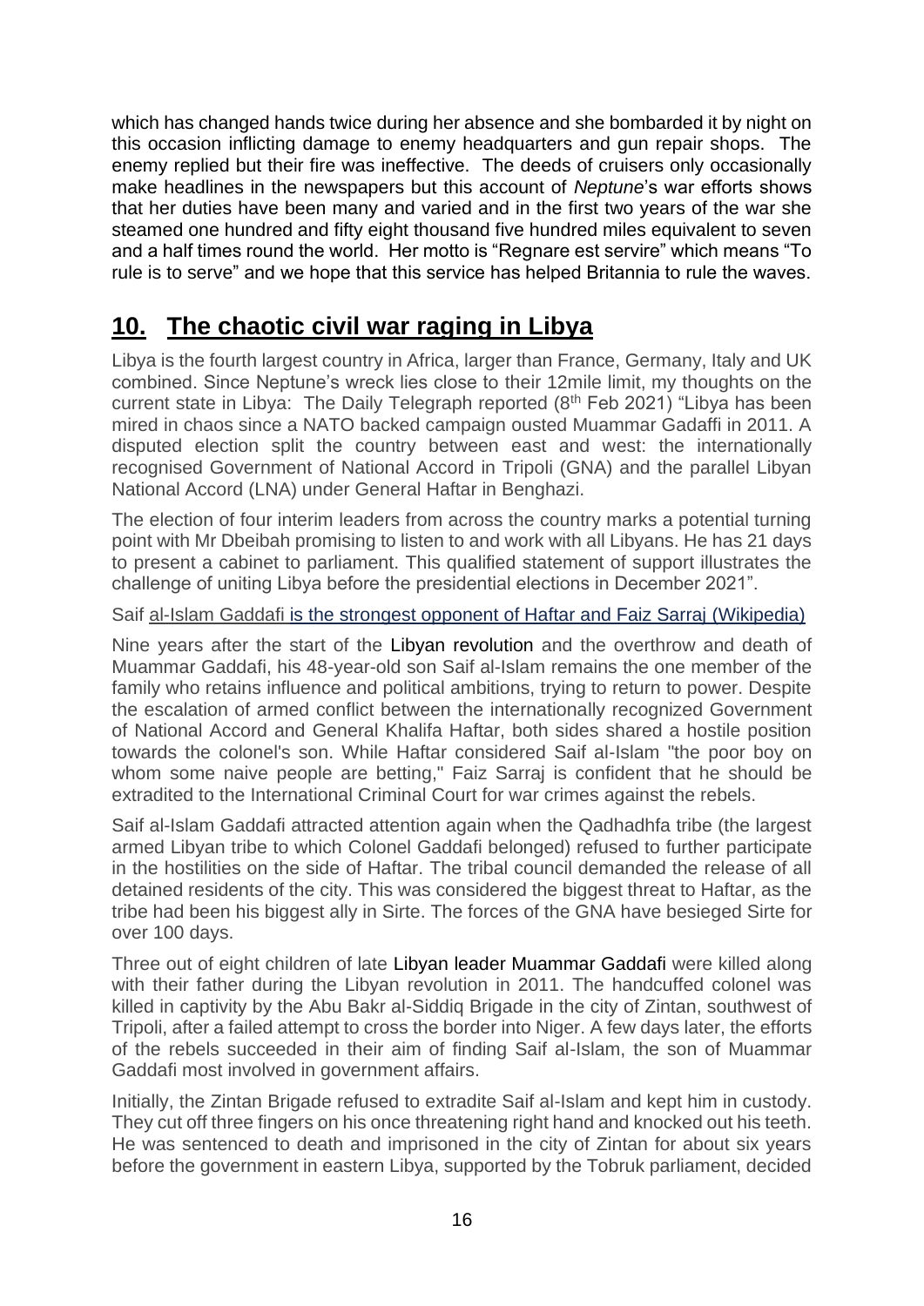which has changed hands twice during her absence and she bombarded it by night on this occasion inflicting damage to enemy headquarters and gun repair shops. The enemy replied but their fire was ineffective. The deeds of cruisers only occasionally make headlines in the newspapers but this account of *Neptune*'s war efforts shows that her duties have been many and varied and in the first two years of the war she steamed one hundred and fifty eight thousand five hundred miles equivalent to seven and a half times round the world. Her motto is "Regnare est servire" which means "To rule is to serve" and we hope that this service has helped Britannia to rule the waves.

## **10. The chaotic civil war raging in Libya**

Libya is the fourth largest country in Africa, larger than France, Germany, Italy and UK combined. Since Neptune's wreck lies close to their 12mile limit, my thoughts on the current state in Libya: The Daily Telegraph reported (8th Feb 2021) "Libya has been mired in chaos since a NATO backed campaign ousted Muammar Gadaffi in 2011. A disputed election split the country between east and west: the internationally recognised Government of National Accord in Tripoli (GNA) and the parallel Libyan National Accord (LNA) under General Haftar in Benghazi.

The election of four interim leaders from across the country marks a potential turning point with Mr Dbeibah promising to listen to and work with all Libyans. He has 21 days to present a cabinet to parliament. This qualified statement of support illustrates the challenge of uniting Libya before the presidential elections in December 2021".

Saif al-Islam Gaddafi is the strongest opponent of Haftar and Faiz Sarraj (Wikipedia)

Nine years after the start of the Libyan revolution and the overthrow and death of Muammar Gaddafi, his 48-year-old son Saif al-Islam remains the one member of the family who retains influence and political ambitions, trying to return to power. Despite the escalation of armed conflict between the internationally recognized Government of National Accord and General Khalifa Haftar, both sides shared a hostile position towards the colonel's son. While Haftar considered Saif al-Islam "the poor boy on whom some naive people are betting," Faiz Sarraj is confident that he should be extradited to the International Criminal Court for war crimes against the rebels.

Saif al-Islam Gaddafi attracted attention again when the Qadhadhfa tribe (the largest armed Libyan tribe to which Colonel Gaddafi belonged) refused to further participate in the hostilities on the side of Haftar. The tribal council demanded the release of all detained residents of the city. This was considered the biggest threat to Haftar, as the tribe had been his biggest ally in Sirte. The forces of the GNA have besieged Sirte for over 100 days.

Three out of eight children of late Libyan leader Muammar Gaddafi were killed along with their father during the Libyan revolution in 2011. The handcuffed colonel was killed in captivity by the Abu Bakr al-Siddiq Brigade in the city of Zintan, southwest of Tripoli, after a failed attempt to cross the border into Niger. A few days later, the efforts of the rebels succeeded in their aim of finding Saif al-Islam, the son of Muammar Gaddafi most involved in government affairs.

Initially, the Zintan Brigade refused to extradite Saif al-Islam and kept him in custody. They cut off three fingers on his once threatening right hand and knocked out his teeth. He was sentenced to death and imprisoned in the city of Zintan for about six years before the government in eastern Libya, supported by the Tobruk parliament, decided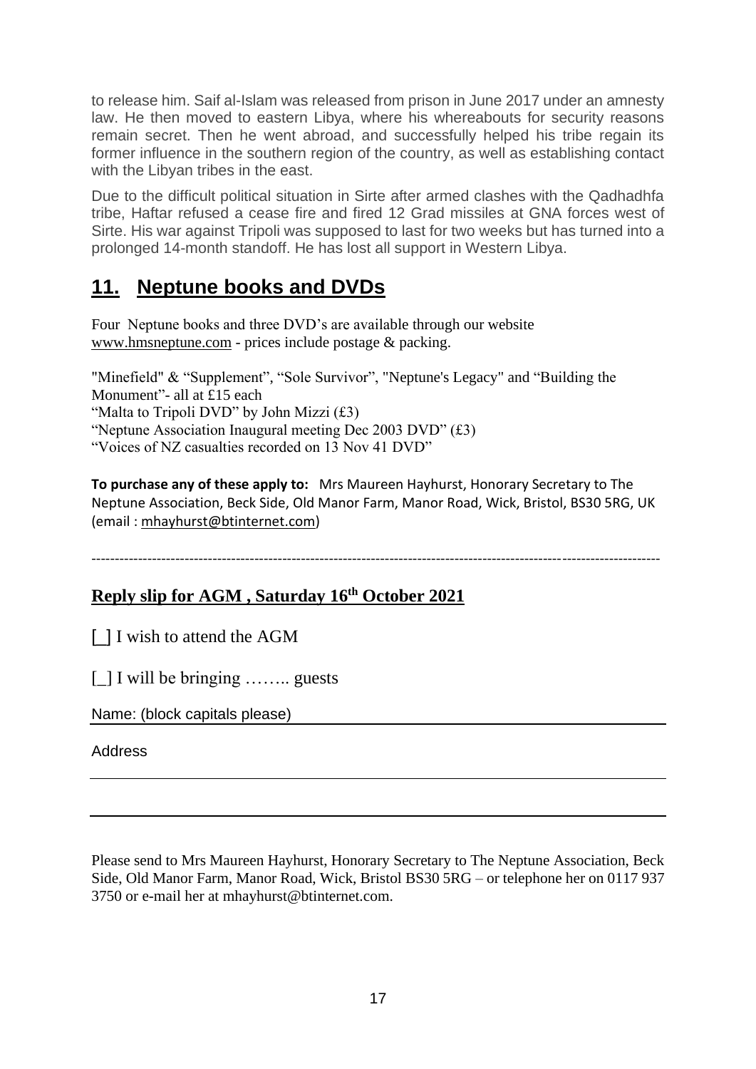to release him. Saif al-Islam was released from prison in June 2017 under an amnesty law. He then moved to eastern Libya, where his whereabouts for security reasons remain secret. Then he went abroad, and successfully helped his tribe regain its former influence in the southern region of the country, as well as establishing contact with the Libyan tribes in the east.

Due to the difficult political situation in Sirte after armed clashes with the Qadhadhfa tribe, Haftar refused a cease fire and fired 12 Grad missiles at GNA forces west of Sirte. His war against Tripoli was supposed to last for two weeks but has turned into a prolonged 14-month standoff. He has lost all support in Western Libya.

## 11. Neptune books and DVDs

Four Neptune books and three DVD's are available through our website www.hmsneptune.com - prices include postage & packing.

"Minefield" & "Supplement", "Sole Survivor", "Neptune's Legacy" and "Building the Monument"- all at £15 each
"Malta to Tripoli DVD" by John Mizzi (£3)
"Neptune Association Inaugural meeting Dec 2003 DVD" (£3)
"Voices of NZ casualties recorded on 13 Nov 41 DVD"

**To purchase any of these apply to:** Mrs Maureen Hayhurst, Honorary Secretary to The Neptune Association, Beck Side, Old Manor Farm, Manor Road, Wick, Bristol, BS30 5RG, UK (email : mhayhurst@btinternet.com)

---

## Reply slip for AGM , Saturday 16th October 2021

[_] I wish to attend the AGM

[_] I will be bringing …….. guests

Name: (block capitals please)

Address

Please send to Mrs Maureen Hayhurst, Honorary Secretary to The Neptune Association, Beck Side, Old Manor Farm, Manor Road, Wick, Bristol BS30 5RG – or telephone her on 0117 937 3750 or e-mail her at mhayhurst@btinternet.com.